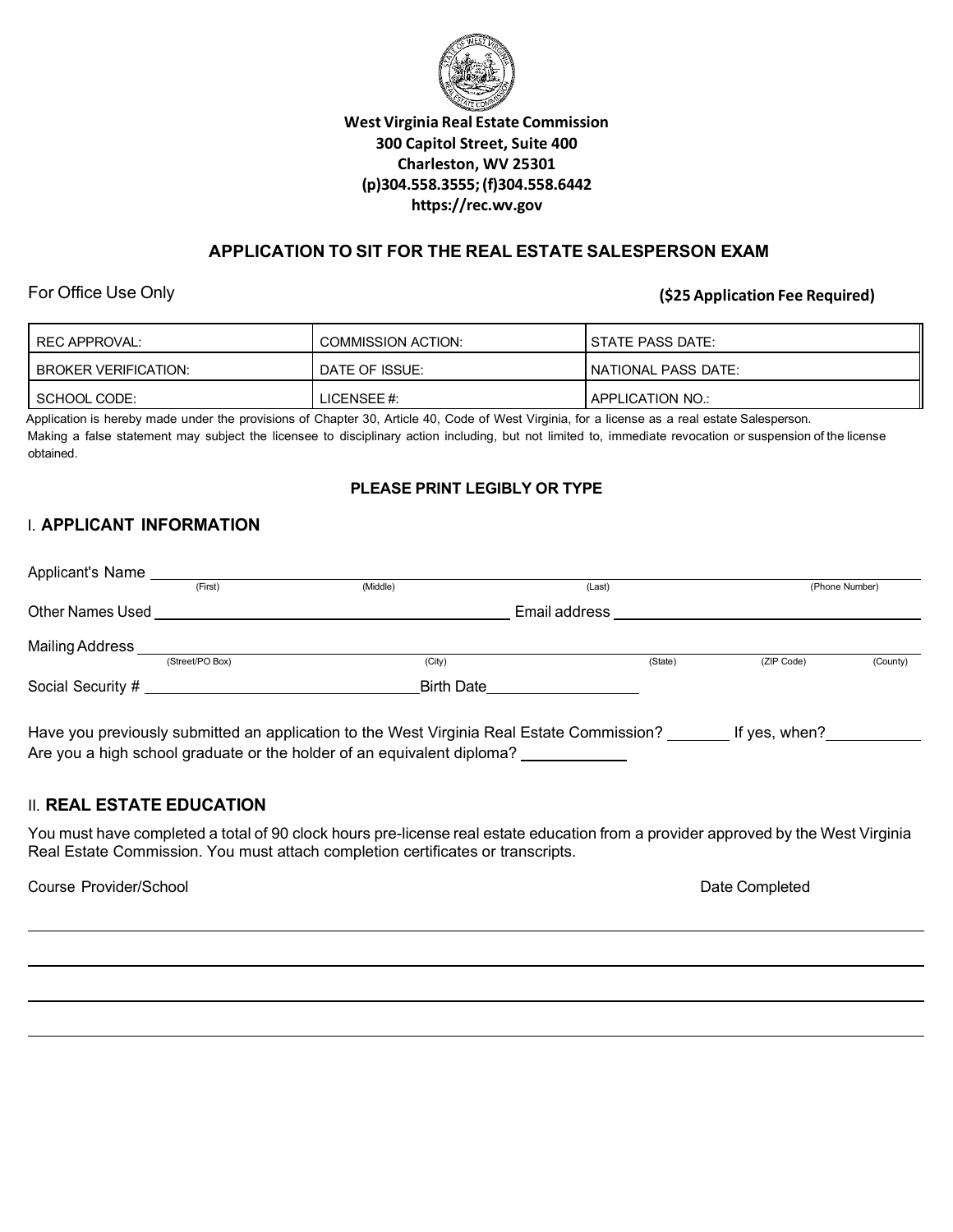**West Virginia Real Estate Commission**
**300 Capitol Street, Suite 400**
**Charleston, WV 25301**
**(p)304.558.3555; (f)304.558.6442**
**https://rec.wv.gov**

## APPLICATION TO SIT FOR THE REAL ESTATE SALESPERSON EXAM

For Office Use Only **($25 Application Fee Required)**

| REC APPROVAL: | COMMISSION ACTION: | STATE PASS DATE: |
|---|---|---|
| BROKER VERIFICATION: | DATE OF ISSUE: | NATIONAL PASS DATE: |
| SCHOOL CODE: | LICENSEE #: | APPLICATION NO.: |

Application is hereby made under the provisions of Chapter 30, Article 40, Code of West Virginia, for a license as a real estate Salesperson.
Making a false statement may subject the licensee to disciplinary action including, but not limited to, immediate revocation or suspension of the license obtained.

**PLEASE PRINT LEGIBLY OR TYPE**

### I. APPLICANT INFORMATION

Applicant's Name ______________________________________________
(First) (Middle) (Last) (Phone Number)

Other Names Used ____________________ Email address ____________________

Mailing Address ______________________________________________
(Street/PO Box) (City) (State) (ZIP Code) (County)

Social Security # ____________________ Birth Date ____________________

Have you previously submitted an application to the West Virginia Real Estate Commission? _______ If yes, when? __________
Are you a high school graduate or the holder of an equivalent diploma? ___________

### II. REAL ESTATE EDUCATION

You must have completed a total of 90 clock hours pre-license real estate education from a provider approved by the West Virginia Real Estate Commission. You must attach completion certificates or transcripts.

| Course Provider/School | Date Completed |
|---|---|
| | |
| | |
| | |
| | |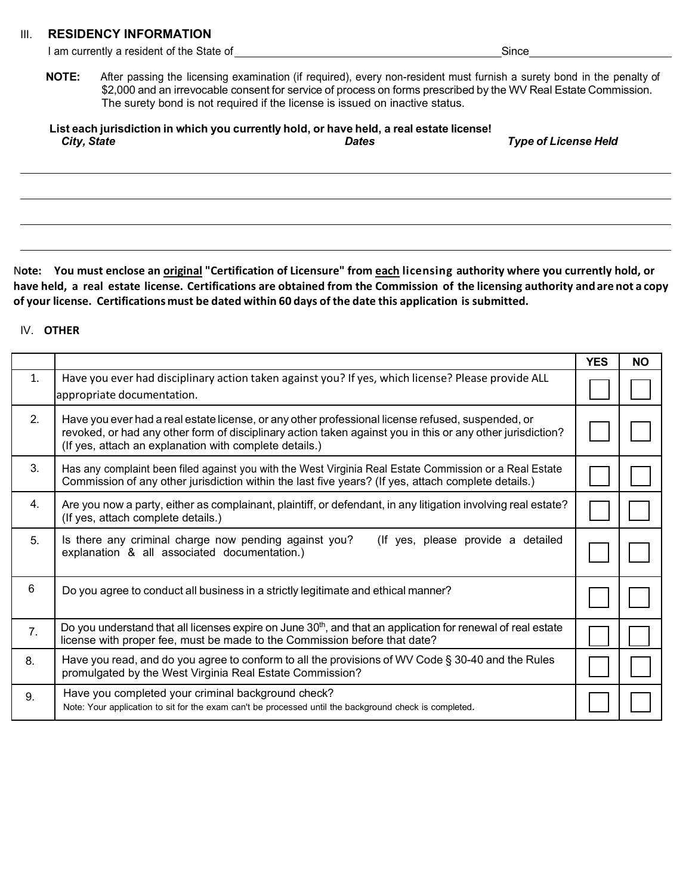## III. RESIDENCY INFORMATION

I am currently a resident of the State of \_\_\_\_\_\_\_\_\_\_\_\_\_\_\_\_\_\_\_\_\_\_\_\_\_\_\_\_\_\_\_\_\_\_\_\_\_\_\_\_\_\_ Since \_\_\_\_\_\_\_\_\_\_\_\_\_\_\_\_\_\_\_\_\_\_

**NOTE:** After passing the licensing examination (if required), every non-resident must furnish a surety bond in the penalty of $2,000 and an irrevocable consent for service of process on forms prescribed by the WV Real Estate Commission. The surety bond is not required if the license is issued on inactive status.

**List each jurisdiction in which you currently hold, or have held, a real estate license!**

| *City, State* | *Dates* | *Type of License Held* |
|---|---|---|
| | | |
| | | |
| | | |
| | | |

**Note: You must enclose an <u>original</u> "Certification of Licensure" from <u>each</u> licensing authority where you currently hold, or have held, a real estate license. Certifications are obtained from the Commission of the licensing authority and are not a copy of your license. Certifications must be dated within 60 days of the date this application is submitted.**

## IV. OTHER

| | | YES | NO |
|---|---|---|---|
| 1. | Have you ever had disciplinary action taken against you? If yes, which license? Please provide ALL appropriate documentation. | ☐ | ☐ |
| 2. | Have you ever had a real estate license, or any other professional license refused, suspended, or revoked, or had any other form of disciplinary action taken against you in this or any other jurisdiction? (If yes, attach an explanation with complete details.) | ☐ | ☐ |
| 3. | Has any complaint been filed against you with the West Virginia Real Estate Commission or a Real Estate Commission of any other jurisdiction within the last five years? (If yes, attach complete details.) | ☐ | ☐ |
| 4. | Are you now a party, either as complainant, plaintiff, or defendant, in any litigation involving real estate? (If yes, attach complete details.) | ☐ | ☐ |
| 5. | Is there any criminal charge now pending against you? (If yes, please provide a detailed explanation & all associated documentation.) | ☐ | ☐ |
| 6 | Do you agree to conduct all business in a strictly legitimate and ethical manner? | ☐ | ☐ |
| 7. | Do you understand that all licenses expire on June 30th, and that an application for renewal of real estate license with proper fee, must be made to the Commission before that date? | ☐ | ☐ |
| 8. | Have you read, and do you agree to conform to all the provisions of WV Code § 30-40 and the Rules promulgated by the West Virginia Real Estate Commission? | ☐ | ☐ |
| 9. | Have you completed your criminal background check? Note: Your application to sit for the exam can't be processed until the background check is completed. | ☐ | ☐ |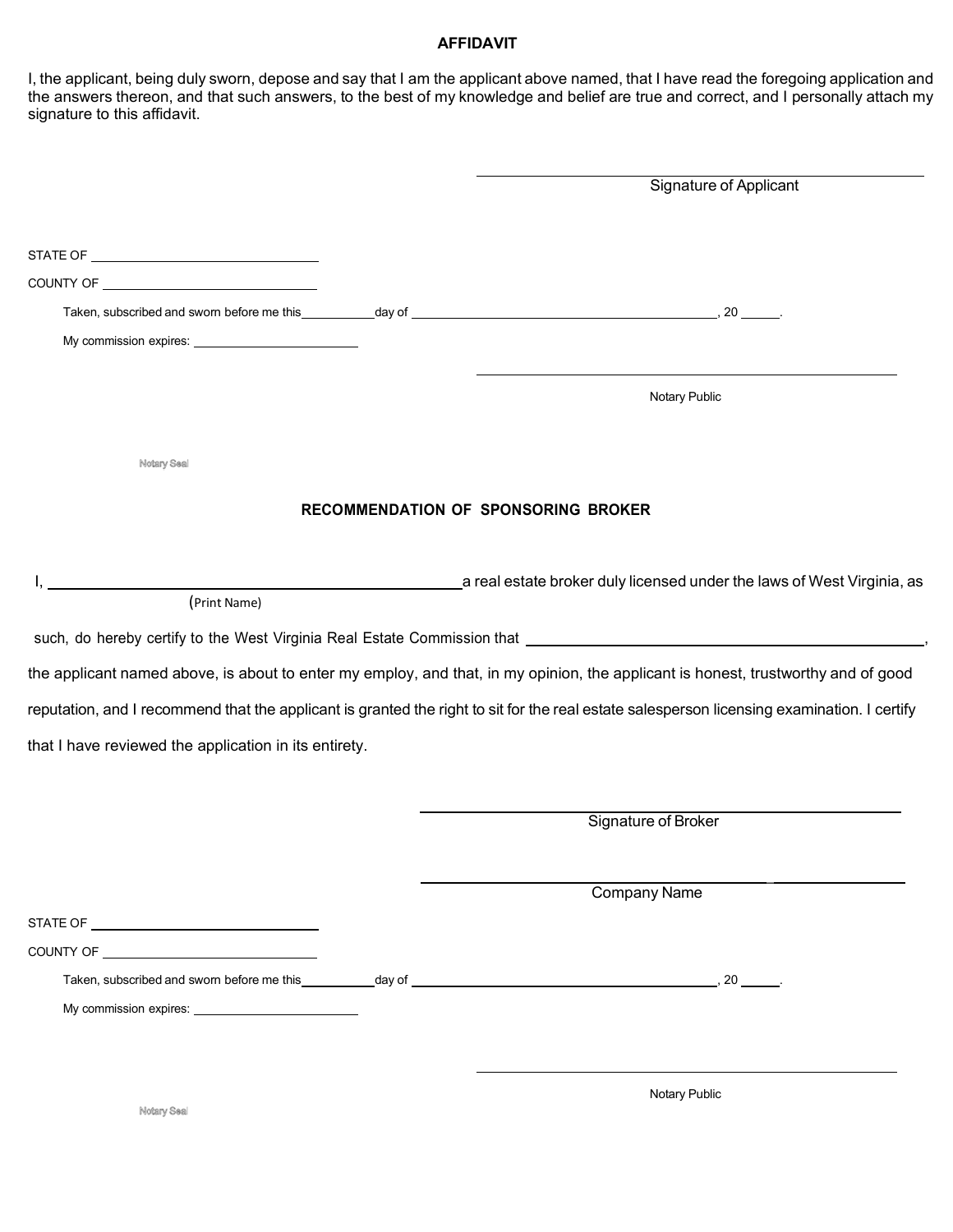## AFFIDAVIT

I, the applicant, being duly sworn, depose and say that I am the applicant above named, that I have read the foregoing application and the answers thereon, and that such answers, to the best of my knowledge and belief are true and correct, and I personally attach my signature to this affidavit.

\_\_\_\_\_\_\_\_\_\_\_\_\_\_\_\_\_\_\_\_\_\_\_\_\_\_\_\_\_\_\_\_\_\_\_\_\_\_\_\_
Signature of Applicant

STATE OF \_\_\_\_\_\_\_\_\_\_\_\_\_\_\_\_\_\_\_\_\_\_\_\_\_\_\_\_

COUNTY OF \_\_\_\_\_\_\_\_\_\_\_\_\_\_\_\_\_\_\_\_\_\_\_\_\_\_

Taken, subscribed and sworn before me this\_\_\_\_\_\_\_\_\_\_day of \_\_\_\_\_\_\_\_\_\_\_\_\_\_\_\_\_\_\_\_\_\_\_\_\_\_\_\_\_\_\_\_\_\_\_\_, 20 \_\_\_\_\_.

My commission expires: \_\_\_\_\_\_\_\_\_\_\_\_\_\_\_\_\_\_\_\_\_\_

\_\_\_\_\_\_\_\_\_\_\_\_\_\_\_\_\_\_\_\_\_\_\_\_\_\_\_\_\_\_\_\_\_\_\_\_\_\_\_\_
Notary Public

Notary Seal

## RECOMMENDATION OF SPONSORING BROKER

I, \_\_\_\_\_\_\_\_\_\_\_\_\_\_\_\_\_\_\_\_\_\_\_\_\_\_\_\_\_\_\_\_\_\_\_\_\_\_\_\_\_\_\_\_ a real estate broker duly licensed under the laws of West Virginia, as
(Print Name)

such, do hereby certify to the West Virginia Real Estate Commission that \_\_\_\_\_\_\_\_\_\_\_\_\_\_\_\_\_\_\_\_\_\_\_\_\_\_\_\_\_\_\_\_\_\_\_\_\_\_\_\_\_\_\_\_, the applicant named above, is about to enter my employ, and that, in my opinion, the applicant is honest, trustworthy and of good reputation, and I recommend that the applicant is granted the right to sit for the real estate salesperson licensing examination. I certify that I have reviewed the application in its entirety.

\_\_\_\_\_\_\_\_\_\_\_\_\_\_\_\_\_\_\_\_\_\_\_\_\_\_\_\_\_\_\_\_\_\_\_\_\_\_\_\_
Signature of Broker

\_\_\_\_\_\_\_\_\_\_\_\_\_\_\_\_\_\_\_\_\_\_\_\_\_\_\_\_\_\_\_\_\_\_\_\_\_\_\_\_
Company Name

STATE OF \_\_\_\_\_\_\_\_\_\_\_\_\_\_\_\_\_\_\_\_\_\_\_\_\_\_\_\_

COUNTY OF \_\_\_\_\_\_\_\_\_\_\_\_\_\_\_\_\_\_\_\_\_\_\_\_\_\_

Taken, subscribed and sworn before me this\_\_\_\_\_\_\_\_\_\_day of \_\_\_\_\_\_\_\_\_\_\_\_\_\_\_\_\_\_\_\_\_\_\_\_\_\_\_\_\_\_\_\_\_\_\_\_, 20 \_\_\_\_\_.

My commission expires: \_\_\_\_\_\_\_\_\_\_\_\_\_\_\_\_\_\_\_\_\_\_

\_\_\_\_\_\_\_\_\_\_\_\_\_\_\_\_\_\_\_\_\_\_\_\_\_\_\_\_\_\_\_\_\_\_\_\_\_\_\_\_
Notary Public

Notary Seal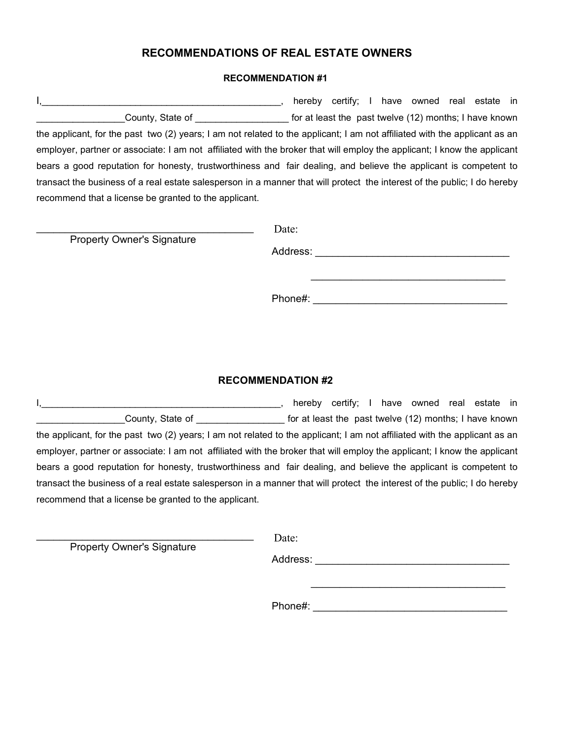# RECOMMENDATIONS OF REAL ESTATE OWNERS

## RECOMMENDATION #1

I,_______________________________________________, hereby certify; I have owned real estate in _________________County, State of __________________ for at least the past twelve (12) months; I have known the applicant, for the past two (2) years; I am not related to the applicant; I am not affiliated with the applicant as an employer, partner or associate: I am not affiliated with the broker that will employ the applicant; I know the applicant bears a good reputation for honesty, trustworthiness and fair dealing, and believe the applicant is competent to transact the business of a real estate salesperson in a manner that will protect the interest of the public; I do hereby recommend that a license be granted to the applicant.

________________________________________
Property Owner's Signature

Date:

Address: ____________________________________

____________________________________

Phone#: ____________________________________

## RECOMMENDATION #2

I,_______________________________________________, hereby certify; I have owned real estate in _________________County, State of _________________ for at least the past twelve (12) months; I have known the applicant, for the past two (2) years; I am not related to the applicant; I am not affiliated with the applicant as an employer, partner or associate: I am not affiliated with the broker that will employ the applicant; I know the applicant bears a good reputation for honesty, trustworthiness and fair dealing, and believe the applicant is competent to transact the business of a real estate salesperson in a manner that will protect the interest of the public; I do hereby recommend that a license be granted to the applicant.

________________________________________
Property Owner's Signature

Date:

Address: ____________________________________

____________________________________

Phone#: ____________________________________